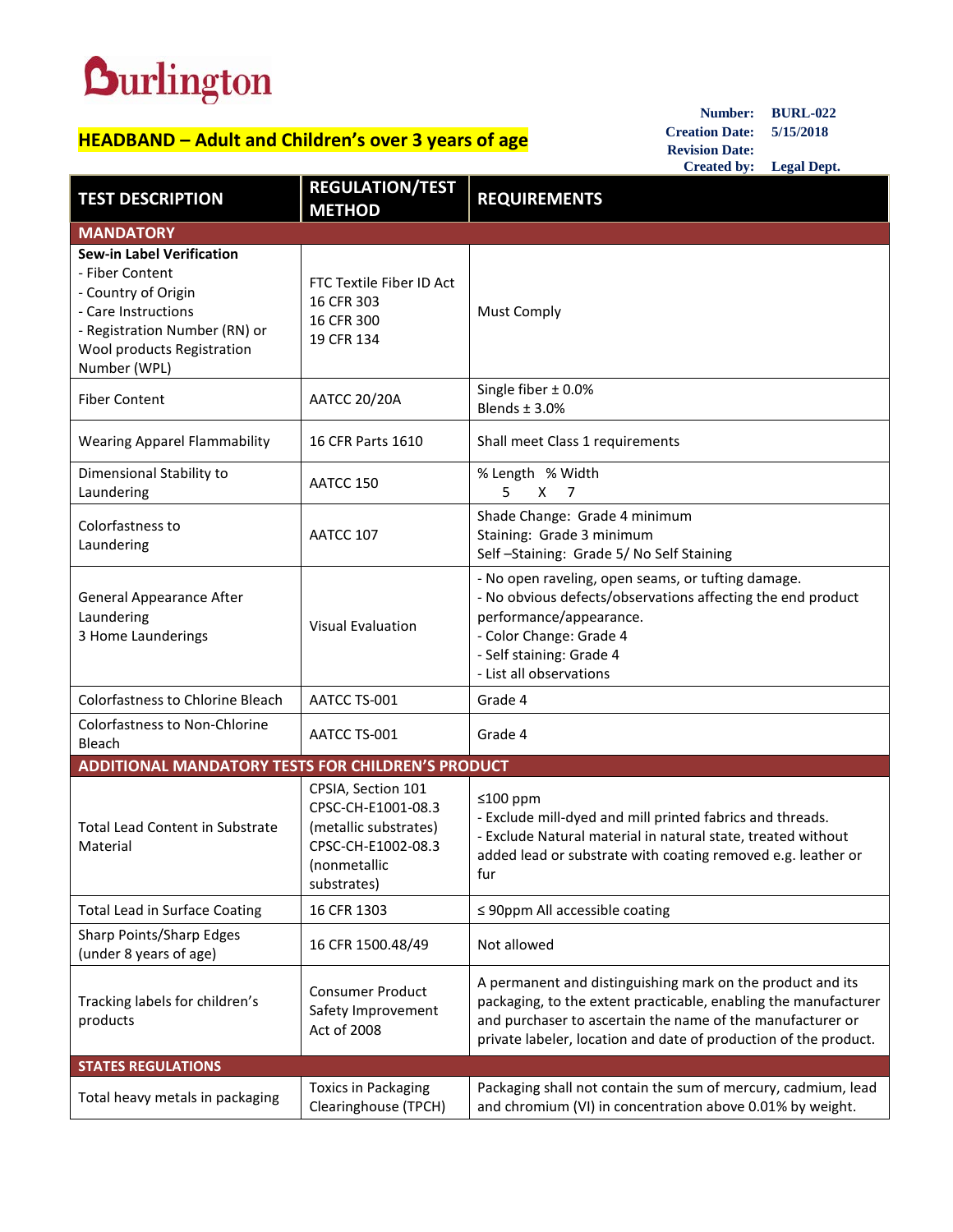# Burlington

**HEADBAND – Adult and Children's over 3 years of age**

**Number:** BURL-022
**Creation Date:** 5/15/2018
**Revision Date:**
**Created by:** Legal Dept.

| TEST DESCRIPTION | REGULATION/TEST METHOD | REQUIREMENTS |
|---|---|---|
| **MANDATORY** | | |
| **Sew-in Label Verification**<br>- Fiber Content<br>- Country of Origin<br>- Care Instructions<br>- Registration Number (RN) or Wool products Registration Number (WPL) | FTC Textile Fiber ID Act<br>16 CFR 303<br>16 CFR 300<br>19 CFR 134 | Must Comply |
| Fiber Content | AATCC 20/20A | Single fiber ± 0.0%<br>Blends ± 3.0% |
| Wearing Apparel Flammability | 16 CFR Parts 1610 | Shall meet Class 1 requirements |
| Dimensional Stability to Laundering | AATCC 150 | % Length % Width<br>5 X 7 |
| Colorfastness to Laundering | AATCC 107 | Shade Change: Grade 4 minimum<br>Staining: Grade 3 minimum<br>Self –Staining: Grade 5/ No Self Staining |
| General Appearance After Laundering<br>3 Home Launderings | Visual Evaluation | - No open raveling, open seams, or tufting damage.<br>- No obvious defects/observations affecting the end product performance/appearance.<br>- Color Change: Grade 4<br>- Self staining: Grade 4<br>- List all observations |
| Colorfastness to Chlorine Bleach | AATCC TS-001 | Grade 4 |
| Colorfastness to Non-Chlorine Bleach | AATCC TS-001 | Grade 4 |
| **ADDITIONAL MANDATORY TESTS FOR CHILDREN'S PRODUCT** | | |
| Total Lead Content in Substrate Material | CPSIA, Section 101<br>CPSC-CH-E1001-08.3 (metallic substrates)<br>CPSC-CH-E1002-08.3 (nonmetallic substrates) | ≤100 ppm<br>- Exclude mill-dyed and mill printed fabrics and threads.<br>- Exclude Natural material in natural state, treated without added lead or substrate with coating removed e.g. leather or fur |
| Total Lead in Surface Coating | 16 CFR 1303 | ≤ 90ppm All accessible coating |
| Sharp Points/Sharp Edges (under 8 years of age) | 16 CFR 1500.48/49 | Not allowed |
| Tracking labels for children's products | Consumer Product Safety Improvement Act of 2008 | A permanent and distinguishing mark on the product and its packaging, to the extent practicable, enabling the manufacturer and purchaser to ascertain the name of the manufacturer or private labeler, location and date of production of the product. |
| **STATES REGULATIONS** | | |
| Total heavy metals in packaging | Toxics in Packaging Clearinghouse (TPCH) | Packaging shall not contain the sum of mercury, cadmium, lead and chromium (VI) in concentration above 0.01% by weight. |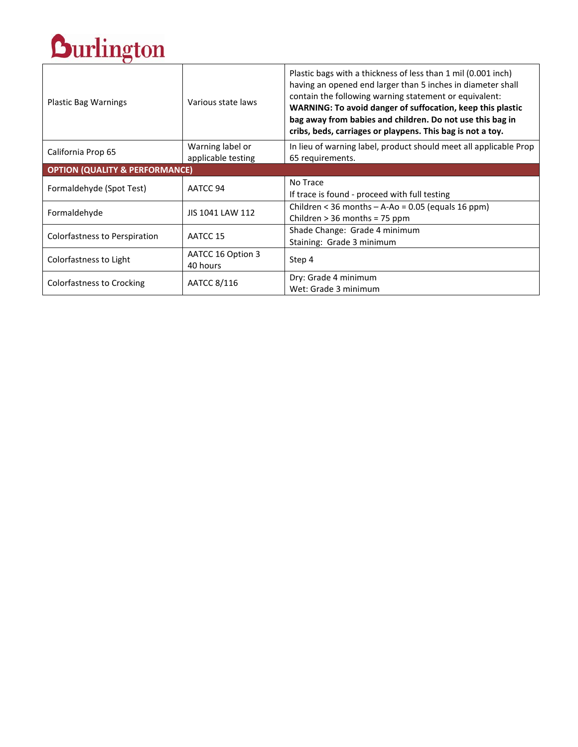**Burlington**

| | | |
|---|---|---|
| Plastic Bag Warnings | Various state laws | Plastic bags with a thickness of less than 1 mil (0.001 inch) having an opened end larger than 5 inches in diameter shall contain the following warning statement or equivalent: **WARNING: To avoid danger of suffocation, keep this plastic bag away from babies and children. Do not use this bag in cribs, beds, carriages or playpens. This bag is not a toy.** |
| California Prop 65 | Warning label or applicable testing | In lieu of warning label, product should meet all applicable Prop 65 requirements. |
| **OPTION (QUALITY & PERFORMANCE)** | | |
| Formaldehyde (Spot Test) | AATCC 94 | No Trace<br>If trace is found - proceed with full testing |
| Formaldehyde | JIS 1041 LAW 112 | Children < 36 months – A-Ao = 0.05 (equals 16 ppm)<br>Children > 36 months = 75 ppm |
| Colorfastness to Perspiration | AATCC 15 | Shade Change: Grade 4 minimum<br>Staining: Grade 3 minimum |
| Colorfastness to Light | AATCC 16 Option 3<br>40 hours | Step 4 |
| Colorfastness to Crocking | AATCC 8/116 | Dry: Grade 4 minimum<br>Wet: Grade 3 minimum |